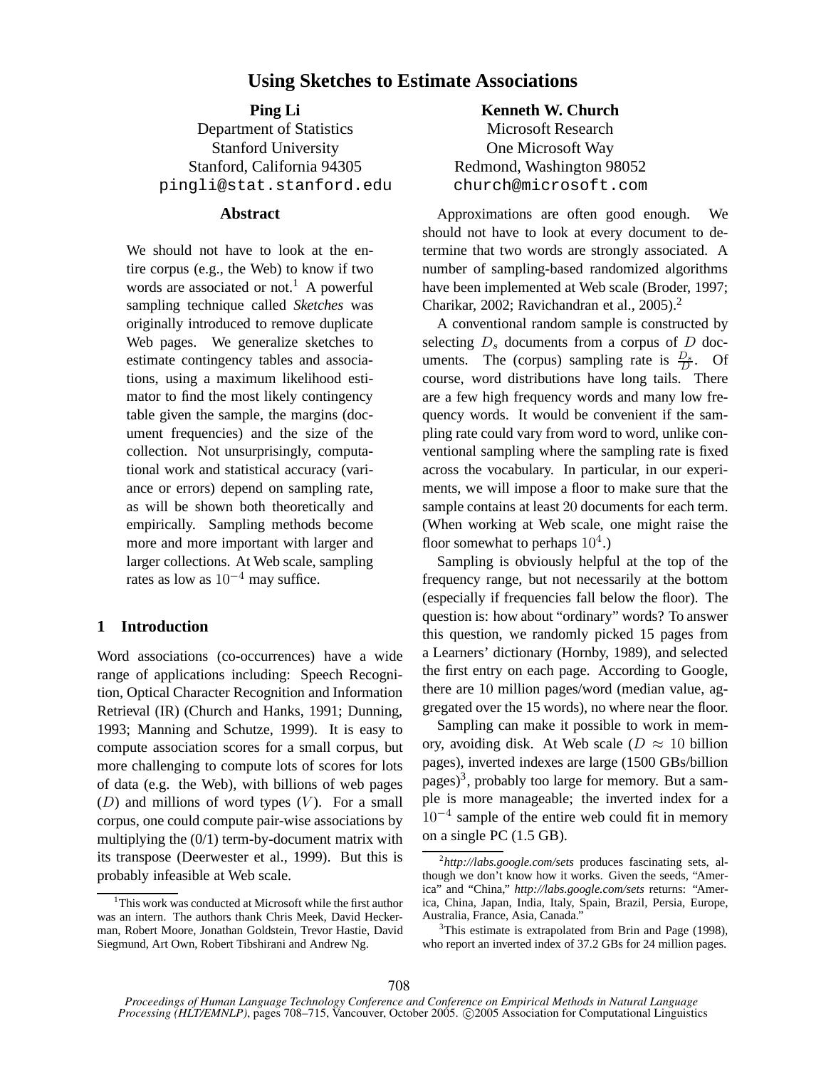# Using Sketches to Estimate Associations

**Ping Li**
Department of Statistics
Stanford University
Stanford, California 94305
pingli@stat.stanford.edu

**Kenneth W. Church**
Microsoft Research
One Microsoft Way
Redmond, Washington 98052
church@microsoft.com

## Abstract

We should not have to look at the entire corpus (e.g., the Web) to know if two words are associated or not.[1] A powerful sampling technique called *Sketches* was originally introduced to remove duplicate Web pages. We generalize sketches to estimate contingency tables and associations, using a maximum likelihood estimator to find the most likely contingency table given the sample, the margins (document frequencies) and the size of the collection. Not unsurprisingly, computational work and statistical accuracy (variance or errors) depend on sampling rate, as will be shown both theoretically and empirically. Sampling methods become more and more important with larger and larger collections. At Web scale, sampling rates as low as $10^{-4}$ may suffice.

## 1 Introduction

Word associations (co-occurrences) have a wide range of applications including: Speech Recognition, Optical Character Recognition and Information Retrieval (IR) (Church and Hanks, 1991; Dunning, 1993; Manning and Schutze, 1999). It is easy to compute association scores for a small corpus, but more challenging to compute lots of scores for lots of data (e.g. the Web), with billions of web pages ($D$) and millions of word types ($V$). For a small corpus, one could compute pair-wise associations by multiplying the (0/1) term-by-document matrix with its transpose (Deerwester et al., 1999). But this is probably infeasible at Web scale.

Approximations are often good enough. We should not have to look at every document to determine that two words are strongly associated. A number of sampling-based randomized algorithms have been implemented at Web scale (Broder, 1997; Charikar, 2002; Ravichandran et al., 2005).[2]

A conventional random sample is constructed by selecting $D_s$ documents from a corpus of $D$ documents. The (corpus) sampling rate is $\frac{D_s}{D}$. Of course, word distributions have long tails. There are a few high frequency words and many low frequency words. It would be convenient if the sampling rate could vary from word to word, unlike conventional sampling where the sampling rate is fixed across the vocabulary. In particular, in our experiments, we will impose a floor to make sure that the sample contains at least 20 documents for each term. (When working at Web scale, one might raise the floor somewhat to perhaps $10^4$.)

Sampling is obviously helpful at the top of the frequency range, but not necessarily at the bottom (especially if frequencies fall below the floor). The question is: how about "ordinary" words? To answer this question, we randomly picked 15 pages from a Learners' dictionary (Hornby, 1989), and selected the first entry on each page. According to Google, there are 10 million pages/word (median value, aggregated over the 15 words), no where near the floor.

Sampling can make it possible to work in memory, avoiding disk. At Web scale ($D \approx 10$ billion pages), inverted indexes are large (1500 GBs/billion pages)[3], probably too large for memory. But a sample is more manageable; the inverted index for a $10^{-4}$ sample of the entire web could fit in memory on a single PC (1.5 GB).

---

[1] This work was conducted at Microsoft while the first author was an intern. The authors thank Chris Meek, David Heckerman, Robert Moore, Jonathan Goldstein, Trevor Hastie, David Siegmund, Art Own, Robert Tibshirani and Andrew Ng.

[2] *http://labs.google.com/sets* produces fascinating sets, although we don't know how it works. Given the seeds, "America" and "China," *http://labs.google.com/sets* returns: "America, China, Japan, India, Italy, Spain, Brazil, Persia, Europe, Australia, France, Asia, Canada."

[3] This estimate is extrapolated from Brin and Page (1998), who report an inverted index of 37.2 GBs for 24 million pages.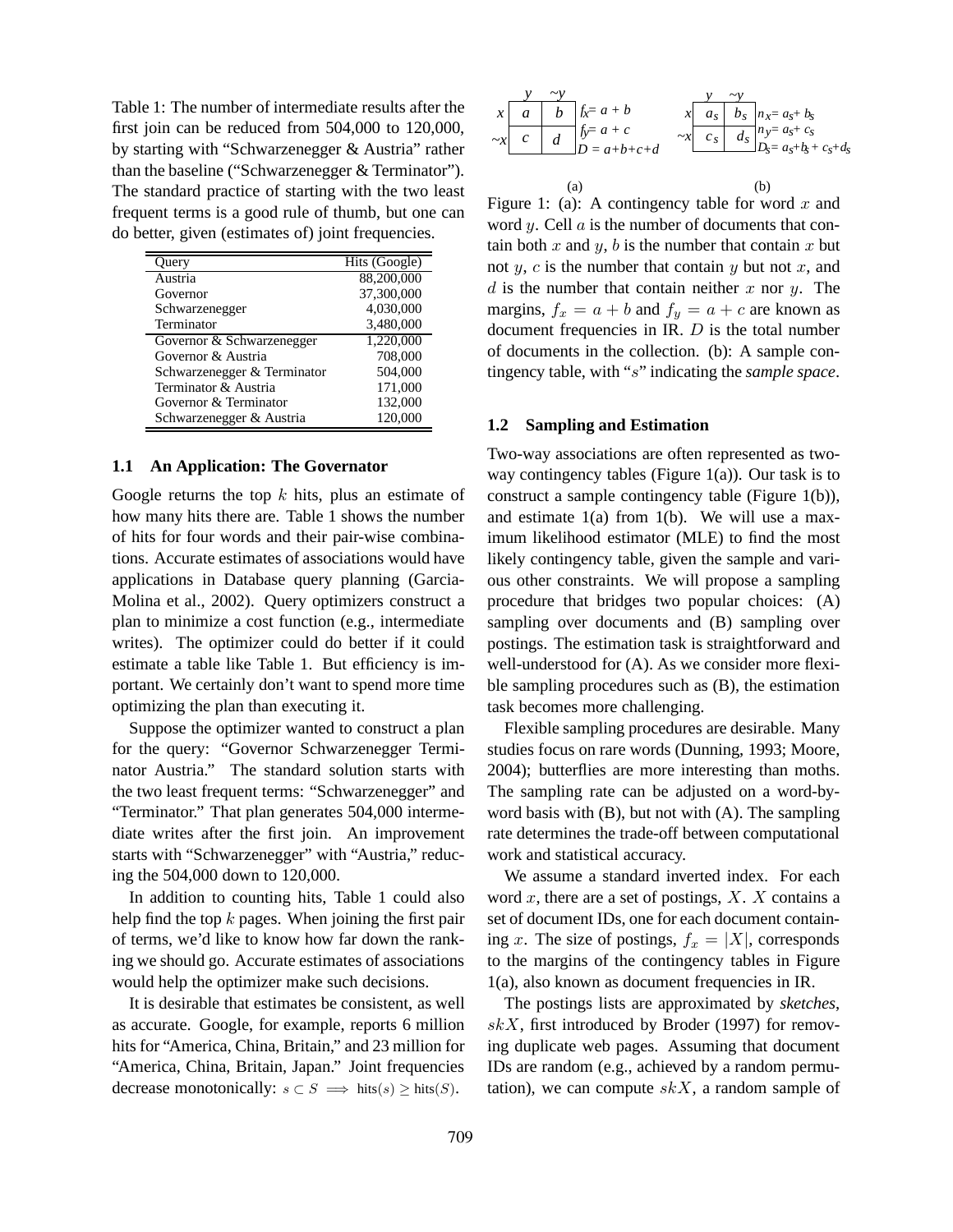Table 1: The number of intermediate results after the first join can be reduced from 504,000 to 120,000, by starting with "Schwarzenegger & Austria" rather than the baseline ("Schwarzenegger & Terminator"). The standard practice of starting with the two least frequent terms is a good rule of thumb, but one can do better, given (estimates of) joint frequencies.

| Query | Hits (Google) |
|---|---|
| Austria | 88,200,000 |
| Governor | 37,300,000 |
| Schwarzenegger | 4,030,000 |
| Terminator | 3,480,000 |
| Governor & Schwarzenegger | 1,220,000 |
| Governor & Austria | 708,000 |
| Schwarzenegger & Terminator | 504,000 |
| Terminator & Austria | 171,000 |
| Governor & Terminator | 132,000 |
| Schwarzenegger & Austria | 120,000 |

### 1.1 An Application: The Governator

Google returns the top $k$ hits, plus an estimate of how many hits there are. Table 1 shows the number of hits for four words and their pair-wise combinations. Accurate estimates of associations would have applications in Database query planning (Garcia-Molina et al., 2002). Query optimizers construct a plan to minimize a cost function (e.g., intermediate writes). The optimizer could do better if it could estimate a table like Table 1. But efficiency is important. We certainly don't want to spend more time optimizing the plan than executing it.

Suppose the optimizer wanted to construct a plan for the query: "Governor Schwarzenegger Terminator Austria." The standard solution starts with the two least frequent terms: "Schwarzenegger" and "Terminator." That plan generates 504,000 intermediate writes after the first join. An improvement starts with "Schwarzenegger" with "Austria," reducing the 504,000 down to 120,000.

In addition to counting hits, Table 1 could also help find the top $k$ pages. When joining the first pair of terms, we'd like to know how far down the ranking we should go. Accurate estimates of associations would help the optimizer make such decisions.

It is desirable that estimates be consistent, as well as accurate. Google, for example, reports 6 million hits for "America, China, Britain," and 23 million for "America, China, Britain, Japan." Joint frequencies decrease monotonically: $s \subset S \implies \text{hits}(s) \geq \text{hits}(S)$.

(a)

|  | $y$ | $\sim y$ |  |
|---|---|---|---|
| $x$ | $a$ | $b$ | $f_x = a + b$ |
| $\sim x$ | $c$ | $d$ | $f_y = a + c$ |
|  |  |  | $D = a+b+c+d$ |

(b)

|  | $y$ | $\sim y$ |  |
|---|---|---|---|
| $x$ | $a_s$ | $b_s$ | $n_x = a_s + b_s$ |
| $\sim x$ | $c_s$ | $d_s$ | $n_y = a_s + c_s$ |
|  |  |  | $D_s = a_s + b_s + c_s + d_s$ |

Figure 1: (a): A contingency table for word $x$ and word $y$. Cell $a$ is the number of documents that contain both $x$ and $y$, $b$ is the number that contain $x$ but not $y$, $c$ is the number that contain $y$ but not $x$, and $d$ is the number that contain neither $x$ nor $y$. The margins, $f_x = a + b$ and $f_y = a + c$ are known as document frequencies in IR. $D$ is the total number of documents in the collection. (b): A sample contingency table, with "$s$" indicating the *sample space*.

### 1.2 Sampling and Estimation

Two-way associations are often represented as two-way contingency tables (Figure 1(a)). Our task is to construct a sample contingency table (Figure 1(b)), and estimate 1(a) from 1(b). We will use a maximum likelihood estimator (MLE) to find the most likely contingency table, given the sample and various other constraints. We will propose a sampling procedure that bridges two popular choices: (A) sampling over documents and (B) sampling over postings. The estimation task is straightforward and well-understood for (A). As we consider more flexible sampling procedures such as (B), the estimation task becomes more challenging.

Flexible sampling procedures are desirable. Many studies focus on rare words (Dunning, 1993; Moore, 2004); butterflies are more interesting than moths. The sampling rate can be adjusted on a word-by-word basis with (B), but not with (A). The sampling rate determines the trade-off between computational work and statistical accuracy.

We assume a standard inverted index. For each word $x$, there are a set of postings, $X$. $X$ contains a set of document IDs, one for each document containing $x$. The size of postings, $f_x = |X|$, corresponds to the margins of the contingency tables in Figure 1(a), also known as document frequencies in IR.

The postings lists are approximated by *sketches*, $skX$, first introduced by Broder (1997) for removing duplicate web pages. Assuming that document IDs are random (e.g., achieved by a random permutation), we can compute $skX$, a random sample of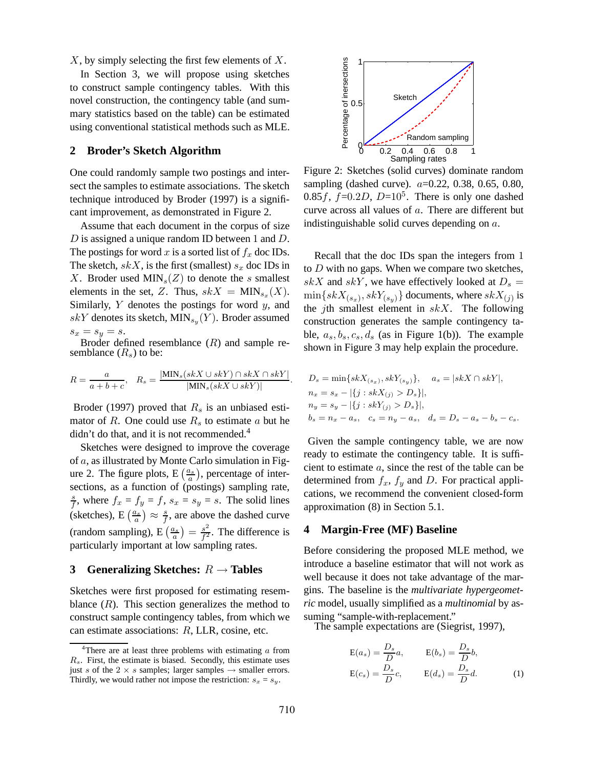$X$, by simply selecting the first few elements of $X$.

In Section 3, we will propose using sketches to construct sample contingency tables. With this novel construction, the contingency table (and summary statistics based on the table) can be estimated using conventional statistical methods such as MLE.

## 2 Broder's Sketch Algorithm

One could randomly sample two postings and intersect the samples to estimate associations. The sketch technique introduced by Broder (1997) is a significant improvement, as demonstrated in Figure 2.

Assume that each document in the corpus of size $D$ is assigned a unique random ID between 1 and $D$. The postings for word $x$ is a sorted list of $f_x$ doc IDs. The sketch, $skX$, is the first (smallest) $s_x$ doc IDs in $X$. Broder used $\text{MIN}_s(Z)$ to denote the $s$ smallest elements in the set, $Z$. Thus, $skX = \text{MIN}_{s_x}(X)$. Similarly, $Y$ denotes the postings for word $y$, and $skY$ denotes its sketch, $\text{MIN}_{s_y}(Y)$. Broder assumed $s_x = s_y = s$.

Broder defined resemblance ($R$) and sample resemblance ($R_s$) to be:

$$R = \frac{a}{a+b+c}, \quad R_s = \frac{|\text{MIN}_s(skX \cup skY) \cap skX \cap skY|}{|\text{MIN}_s(skX \cup skY)|}.$$

Broder (1997) proved that $R_s$ is an unbiased estimator of $R$. One could use $R_s$ to estimate $a$ but he didn't do that, and it is not recommended.[4]

Sketches were designed to improve the coverage of $a$, as illustrated by Monte Carlo simulation in Figure 2. The figure plots, $\text{E}\left(\frac{a_s}{a}\right)$, percentage of intersections, as a function of (postings) sampling rate, $\frac{s}{f}$, where $f_x = f_y = f$, $s_x = s_y = s$. The solid lines (sketches), $\text{E}\left(\frac{a_s}{a}\right) \approx \frac{s}{f}$, are above the dashed curve (random sampling), $\text{E}\left(\frac{a_s}{a}\right) = \frac{s^2}{f^2}$. The difference is particularly important at low sampling rates.

Figure 2: Sketches (solid curves) dominate random sampling (dashed curve). $a$=0.22, 0.38, 0.65, 0.80, 0.85$f$, $f$=0.2$D$, $D$=$10^5$. There is only one dashed curve across all values of $a$. There are different but indistinguishable solid curves depending on $a$.

## 3 Generalizing Sketches: $R \rightarrow$ Tables

Sketches were first proposed for estimating resemblance ($R$). This section generalizes the method to construct sample contingency tables, from which we can estimate associations: $R$, LLR, cosine, etc.

Recall that the doc IDs span the integers from 1 to $D$ with no gaps. When we compare two sketches, $skX$ and $skY$, we have effectively looked at $D_s = \min\{skX_{(s_x)}, skY_{(s_y)}\}$ documents, where $skX_{(j)}$ is the $j$th smallest element in $skX$. The following construction generates the sample contingency table, $a_s, b_s, c_s, d_s$ (as in Figure 1(b)). The example shown in Figure 3 may help explain the procedure.

$$D_s = \min\{skX_{(s_x)}, skY_{(s_y)}\}, \quad a_s = |skX \cap skY|,$$
$$n_x = s_x - |\{j : skX_{(j)} > D_s\}|,$$
$$n_y = s_y - |\{j : skY_{(j)} > D_s\}|,$$
$$b_s = n_x - a_s, \quad c_s = n_y - a_s, \quad d_s = D_s - a_s - b_s - c_s.$$

Given the sample contingency table, we are now ready to estimate the contingency table. It is sufficient to estimate $a$, since the rest of the table can be determined from $f_x$, $f_y$ and $D$. For practical applications, we recommend the convenient closed-form approximation (8) in Section 5.1.

## 4 Margin-Free (MF) Baseline

Before considering the proposed MLE method, we introduce a baseline estimator that will not work as well because it does not take advantage of the margins. The baseline is the *multivariate hypergeometric* model, usually simplified as a *multinomial* by assuming "sample-with-replacement."

The sample expectations are (Siegrist, 1997),

$$\text{E}(a_s) = \frac{D_s}{D}a, \qquad \text{E}(b_s) = \frac{D_s}{D}b,$$
$$\text{E}(c_s) = \frac{D_s}{D}c, \qquad \text{E}(d_s) = \frac{D_s}{D}d. \tag{1}$$

[4] There are at least three problems with estimating $a$ from $R_s$. First, the estimate is biased. Secondly, this estimate uses just $s$ of the $2 \times s$ samples; larger samples $\rightarrow$ smaller errors. Thirdly, we would rather not impose the restriction: $s_x = s_y$.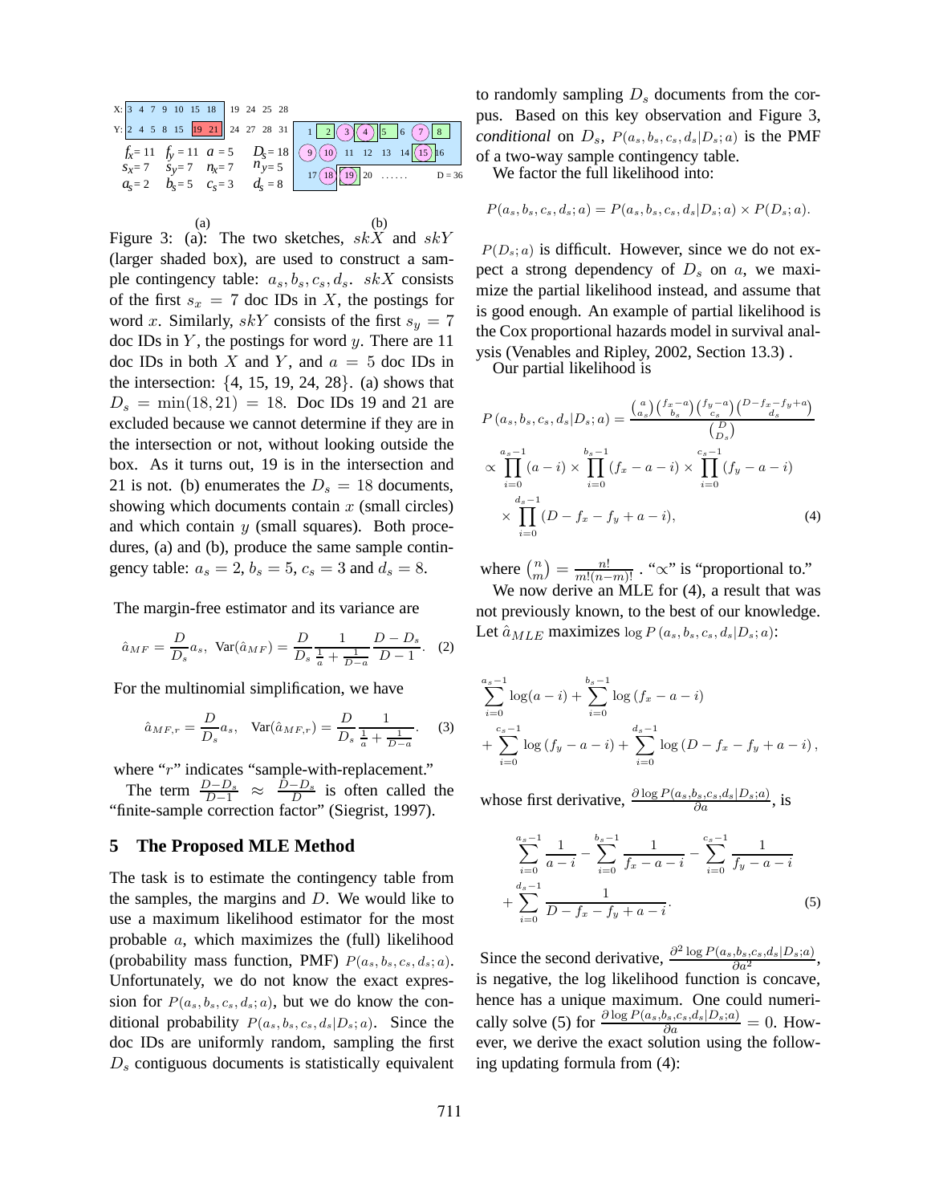X: 3 4 7 9 10 15 18 | 19 24 25 28

Y: 2 4 5 8 15 19 21 | 24 27 28 31

$f_x = 11$ $f_y = 11$ $a = 5$ $D_s = 18$
$s_x = 7$ $s_y = 7$ $n_x = 7$ $n_y = 5$
$a_s = 2$ $b_s = 5$ $c_s = 3$ $d_s = 8$

(a)

1 2 3 4 5 6 7 8
9 10 11 12 13 14 15 16
17 18 19 20 ...... D = 36

(b)

Figure 3: (a): The two sketches, $skX$ and $skY$ (larger shaded box), are used to construct a sample contingency table: $a_s, b_s, c_s, d_s$. $skX$ consists of the first $s_x = 7$ doc IDs in $X$, the postings for word $x$. Similarly, $skY$ consists of the first $s_y = 7$ doc IDs in $Y$, the postings for word $y$. There are 11 doc IDs in both $X$ and $Y$, and $a = 5$ doc IDs in the intersection: $\{4, 15, 19, 24, 28\}$. (a) shows that $D_s = \min(18, 21) = 18$. Doc IDs 19 and 21 are excluded because we cannot determine if they are in the intersection or not, without looking outside the box. As it turns out, 19 is in the intersection and 21 is not. (b) enumerates the $D_s = 18$ documents, showing which documents contain $x$ (small circles) and which contain $y$ (small squares). Both procedures, (a) and (b), produce the same sample contingency table: $a_s = 2$, $b_s = 5$, $c_s = 3$ and $d_s = 8$.

The margin-free estimator and its variance are

$$\hat{a}_{MF} = \frac{D}{D_s} a_s, \ \ \text{Var}(\hat{a}_{MF}) = \frac{D}{D_s} \frac{1}{\frac{1}{a} + \frac{1}{D-a}} \frac{D - D_s}{D - 1}. \quad (2)$$

For the multinomial simplification, we have

$$\hat{a}_{MF,r} = \frac{D}{D_s} a_s, \ \ \text{Var}(\hat{a}_{MF,r}) = \frac{D}{D_s} \frac{1}{\frac{1}{a} + \frac{1}{D-a}}. \quad (3)$$

where "$r$" indicates "sample-with-replacement."

The term $\frac{D-D_s}{D-1} \approx \frac{D-D_s}{D}$ is often called the "finite-sample correction factor" (Siegrist, 1997).

## 5 The Proposed MLE Method

The task is to estimate the contingency table from the samples, the margins and $D$. We would like to use a maximum likelihood estimator for the most probable $a$, which maximizes the (full) likelihood (probability mass function, PMF) $P(a_s, b_s, c_s, d_s; a)$. Unfortunately, we do not know the exact expression for $P(a_s, b_s, c_s, d_s; a)$, but we do know the conditional probability $P(a_s, b_s, c_s, d_s|D_s; a)$. Since the doc IDs are uniformly random, sampling the first $D_s$ contiguous documents is statistically equivalent to randomly sampling $D_s$ documents from the corpus. Based on this key observation and Figure 3, *conditional* on $D_s$, $P(a_s, b_s, c_s, d_s|D_s; a)$ is the PMF of a two-way sample contingency table.

We factor the full likelihood into:

$$P(a_s, b_s, c_s, d_s; a) = P(a_s, b_s, c_s, d_s|D_s; a) \times P(D_s; a).$$

$P(D_s; a)$ is difficult. However, since we do not expect a strong dependency of $D_s$ on $a$, we maximize the partial likelihood instead, and assume that is good enough. An example of partial likelihood is the Cox proportional hazards model in survival analysis (Venables and Ripley, 2002, Section 13.3) .

Our partial likelihood is

$$\begin{aligned} P\left(a_s, b_s, c_s, d_s|D_s; a\right) &= \frac{\binom{a}{a_s}\binom{f_x - a}{b_s}\binom{f_y - a}{c_s}\binom{D - f_x - f_y + a}{d_s}}{\binom{D}{D_s}} \\ &\propto \prod_{i=0}^{a_s - 1}(a - i) \times \prod_{i=0}^{b_s - 1}(f_x - a - i) \times \prod_{i=0}^{c_s - 1}(f_y - a - i) \\ &\quad \times \prod_{i=0}^{d_s - 1}(D - f_x - f_y + a - i), \end{aligned} \quad (4)$$

where $\binom{n}{m} = \frac{n!}{m!(n-m)!}$. "$\propto$" is "proportional to."

We now derive an MLE for (4), a result that was not previously known, to the best of our knowledge. Let $\hat{a}_{MLE}$ maximizes $\log P\left(a_s, b_s, c_s, d_s|D_s; a\right)$:

$$\begin{aligned} &\sum_{i=0}^{a_s-1} \log(a - i) + \sum_{i=0}^{b_s-1} \log\left(f_x - a - i\right) \\ &+ \sum_{i=0}^{c_s-1} \log\left(f_y - a - i\right) + \sum_{i=0}^{d_s-1} \log\left(D - f_x - f_y + a - i\right), \end{aligned}$$

whose first derivative, $\frac{\partial \log P(a_s, b_s, c_s, d_s|D_s; a)}{\partial a}$, is

$$\begin{aligned} &\sum_{i=0}^{a_s-1} \frac{1}{a-i} - \sum_{i=0}^{b_s-1} \frac{1}{f_x - a - i} - \sum_{i=0}^{c_s-1} \frac{1}{f_y - a - i} \\ &+ \sum_{i=0}^{d_s-1} \frac{1}{D - f_x - f_y + a - i}. \end{aligned} \quad (5)$$

Since the second derivative, $\frac{\partial^2 \log P(a_s, b_s, c_s, d_s|D_s; a)}{\partial a^2}$, is negative, the log likelihood function is concave, hence has a unique maximum. One could numerically solve (5) for $\frac{\partial \log P(a_s, b_s, c_s, d_s|D_s; a)}{\partial a} = 0$. However, we derive the exact solution using the following updating formula from (4):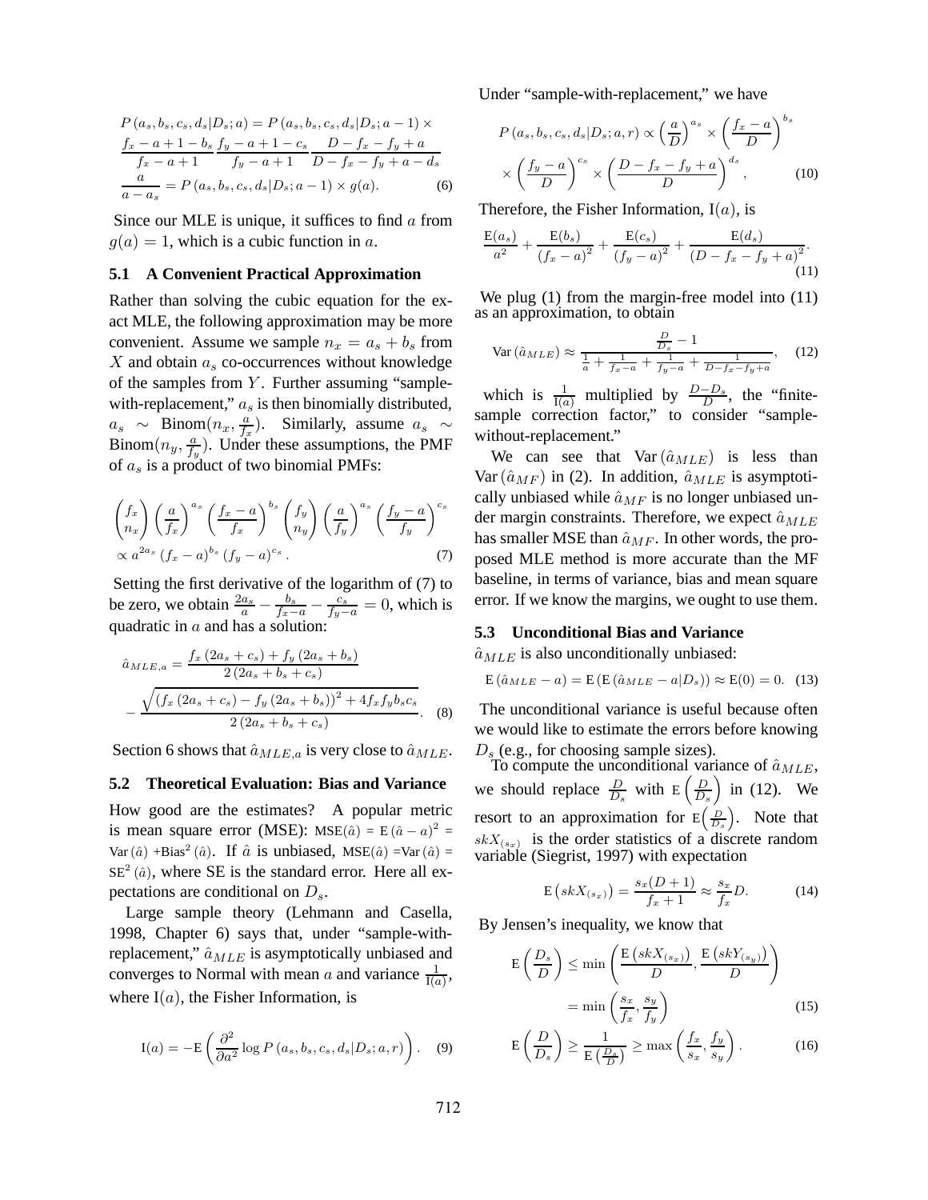$$P(a_s, b_s, c_s, d_s | D_s; a) = P(a_s, b_s, c_s, d_s | D_s; a-1) \times \frac{f_x - a + 1 - b_s}{f_x - a + 1} \frac{f_y - a + 1 - c_s}{f_y - a + 1} \frac{D - f_x - f_y + a}{D - f_x - f_y + a - d_s} \frac{a}{a - a_s} = P(a_s, b_s, c_s, d_s | D_s; a-1) \times g(a). \quad (6)$$

Since our MLE is unique, it suffices to find $a$ from $g(a) = 1$, which is a cubic function in $a$.

### 5.1 A Convenient Practical Approximation

Rather than solving the cubic equation for the exact MLE, the following approximation may be more convenient. Assume we sample $n_x = a_s + b_s$ from $X$ and obtain $a_s$ co-occurrences without knowledge of the samples from $Y$. Further assuming "sample-with-replacement," $a_s$ is then binomially distributed, $a_s \sim \text{Binom}(n_x, \frac{a}{f_x})$. Similarly, assume $a_s \sim \text{Binom}(n_y, \frac{a}{f_y})$. Under these assumptions, the PMF of $a_s$ is a product of two binomial PMFs:

$$\binom{f_x}{n_x} \left(\frac{a}{f_x}\right)^{a_s} \left(\frac{f_x - a}{f_x}\right)^{b_s} \binom{f_y}{n_y} \left(\frac{a}{f_y}\right)^{a_s} \left(\frac{f_y - a}{f_y}\right)^{c_s} \propto a^{2a_s} (f_x - a)^{b_s} (f_y - a)^{c_s}. \quad (7)$$

Setting the first derivative of the logarithm of (7) to be zero, we obtain $\frac{2a_s}{a} - \frac{b_s}{f_x - a} - \frac{c_s}{f_y - a} = 0$, which is quadratic in $a$ and has a solution:

$$\hat{a}_{MLE,a} = \frac{f_x(2a_s + c_s) + f_y(2a_s + b_s)}{2(2a_s + b_s + c_s)} - \frac{\sqrt{(f_x(2a_s + c_s) - f_y(2a_s + b_s))^2 + 4f_x f_y b_s c_s}}{2(2a_s + b_s + c_s)}. \quad (8)$$

Section 6 shows that $\hat{a}_{MLE,a}$ is very close to $\hat{a}_{MLE}$.

### 5.2 Theoretical Evaluation: Bias and Variance

How good are the estimates? A popular metric is mean square error (MSE): $\text{MSE}(\hat{a}) = \text{E}(\hat{a} - a)^2 = \text{Var}(\hat{a}) + \text{Bias}^2(\hat{a})$. If $\hat{a}$ is unbiased, $\text{MSE}(\hat{a}) = \text{Var}(\hat{a}) = \text{SE}^2(\hat{a})$, where SE is the standard error. Here all expectations are conditional on $D_s$.

Large sample theory (Lehmann and Casella, 1998, Chapter 6) says that, under "sample-with-replacement," $\hat{a}_{MLE}$ is asymptotically unbiased and converges to Normal with mean $a$ and variance $\frac{1}{\text{I}(a)}$, where $\text{I}(a)$, the Fisher Information, is

$$\text{I}(a) = -\text{E}\left(\frac{\partial^2}{\partial a^2} \log P(a_s, b_s, c_s, d_s | D_s; a, r)\right). \quad (9)$$

Under "sample-with-replacement," we have

$$P(a_s, b_s, c_s, d_s | D_s; a, r) \propto \left(\frac{a}{D}\right)^{a_s} \times \left(\frac{f_x - a}{D}\right)^{b_s} \times \left(\frac{f_y - a}{D}\right)^{c_s} \times \left(\frac{D - f_x - f_y + a}{D}\right)^{d_s}, \quad (10)$$

Therefore, the Fisher Information, $\text{I}(a)$, is

$$\frac{\text{E}(a_s)}{a^2} + \frac{\text{E}(b_s)}{(f_x - a)^2} + \frac{\text{E}(c_s)}{(f_y - a)^2} + \frac{\text{E}(d_s)}{(D - f_x - f_y + a)^2}. \quad (11)$$

We plug (1) from the margin-free model into (11) as an approximation, to obtain

$$\text{Var}(\hat{a}_{MLE}) \approx \frac{\frac{D}{D_s} - 1}{\frac{1}{a} + \frac{1}{f_x - a} + \frac{1}{f_y - a} + \frac{1}{D - f_x - f_y + a}}, \quad (12)$$

which is $\frac{1}{\text{I}(a)}$ multiplied by $\frac{D - D_s}{D}$, the "finite-sample correction factor," to consider "sample-without-replacement."

We can see that $\text{Var}(\hat{a}_{MLE})$ is less than $\text{Var}(\hat{a}_{MF})$ in (2). In addition, $\hat{a}_{MLE}$ is asymptotically unbiased while $\hat{a}_{MF}$ is no longer unbiased under margin constraints. Therefore, we expect $\hat{a}_{MLE}$ has smaller MSE than $\hat{a}_{MF}$. In other words, the proposed MLE method is more accurate than the MF baseline, in terms of variance, bias and mean square error. If we know the margins, we ought to use them.

### 5.3 Unconditional Bias and Variance

$\hat{a}_{MLE}$ is also unconditionally unbiased:

$$\text{E}(\hat{a}_{MLE} - a) = \text{E}(\text{E}(\hat{a}_{MLE} - a | D_s)) \approx \text{E}(0) = 0. \quad (13)$$

The unconditional variance is useful because often we would like to estimate the errors before knowing $D_s$ (e.g., for choosing sample sizes).

To compute the unconditional variance of $\hat{a}_{MLE}$, we should replace $\frac{D}{D_s}$ with $\text{E}\left(\frac{D}{D_s}\right)$ in (12). We resort to an approximation for $\text{E}\left(\frac{D}{D_s}\right)$. Note that $skX_{(s_x)}$ is the order statistics of a discrete random variable (Siegrist, 1997) with expectation

$$\text{E}\left(skX_{(s_x)}\right) = \frac{s_x(D+1)}{f_x + 1} \approx \frac{s_x}{f_x} D. \quad (14)$$

By Jensen's inequality, we know that

$$\text{E}\left(\frac{D_s}{D}\right) \leq \min\left(\frac{\text{E}\left(skX_{(s_x)}\right)}{D}, \frac{\text{E}\left(skY_{(s_y)}\right)}{D}\right) = \min\left(\frac{s_x}{f_x}, \frac{s_y}{f_y}\right) \quad (15)$$

$$\text{E}\left(\frac{D}{D_s}\right) \geq \frac{1}{\text{E}\left(\frac{D_s}{D}\right)} \geq \max\left(\frac{f_x}{s_x}, \frac{f_y}{s_y}\right). \quad (16)$$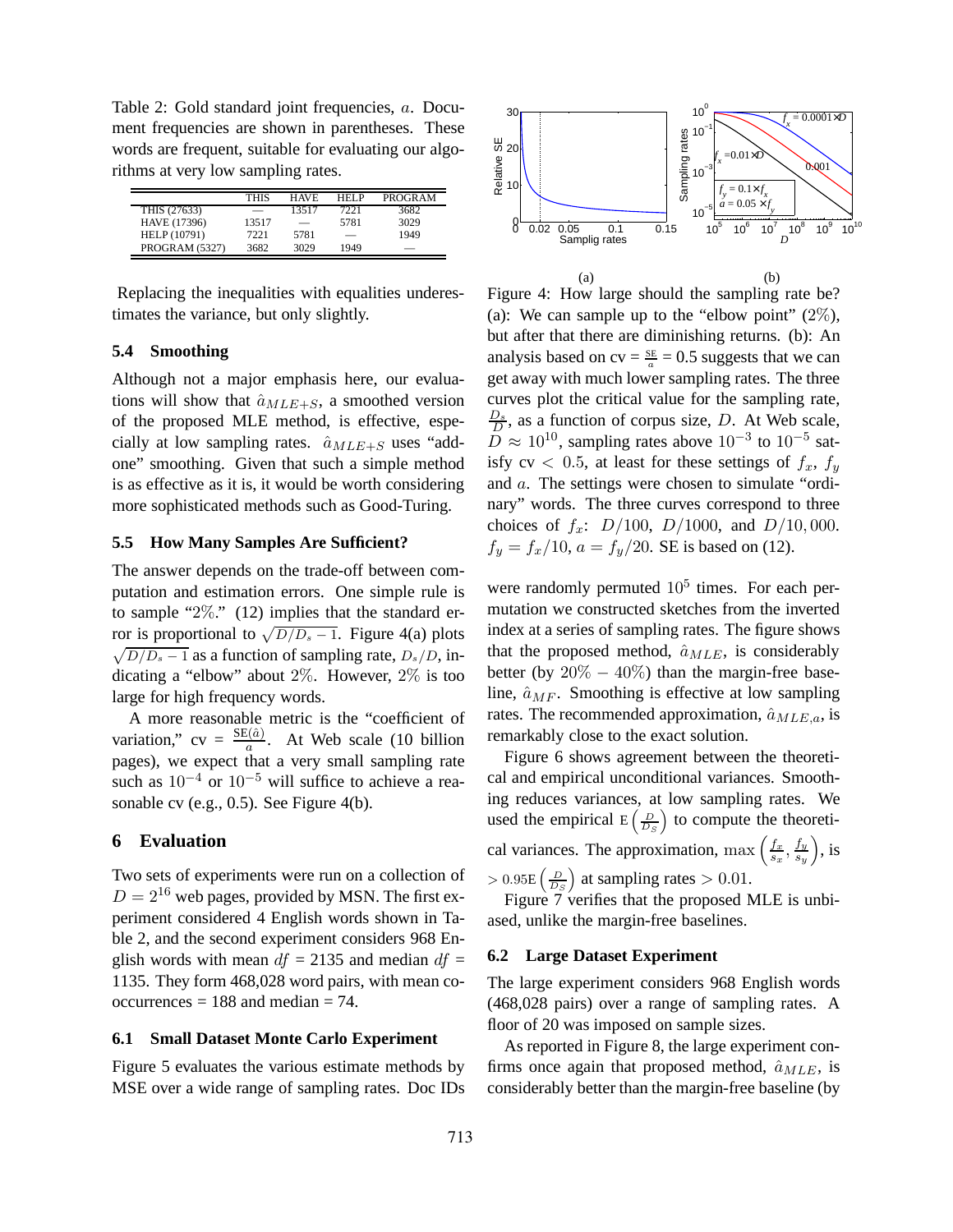Table 2: Gold standard joint frequencies, $a$. Document frequencies are shown in parentheses. These words are frequent, suitable for evaluating our algorithms at very low sampling rates.

| | THIS | HAVE | HELP | PROGRAM |
|---|---|---|---|---|
| THIS (27633) | — | 13517 | 7221 | 3682 |
| HAVE (17396) | 13517 | — | 5781 | 3029 |
| HELP (10791) | 7221 | 5781 | — | 1949 |
| PROGRAM (5327) | 3682 | 3029 | 1949 | — |

Replacing the inequalities with equalities underestimates the variance, but only slightly.

### 5.4 Smoothing

Although not a major emphasis here, our evaluations will show that $\hat{a}_{MLE+S}$, a smoothed version of the proposed MLE method, is effective, especially at low sampling rates. $\hat{a}_{MLE+S}$ uses "add-one" smoothing. Given that such a simple method is as effective as it is, it would be worth considering more sophisticated methods such as Good-Turing.

### 5.5 How Many Samples Are Sufficient?

The answer depends on the trade-off between computation and estimation errors. One simple rule is to sample "2%." (12) implies that the standard error is proportional to $\sqrt{D/D_s - 1}$. Figure 4(a) plots $\sqrt{D/D_s - 1}$ as a function of sampling rate, $D_s/D$, indicating a "elbow" about 2%. However, 2% is too large for high frequency words.

A more reasonable metric is the "coefficient of variation," cv = $\frac{\text{SE}(\hat{a})}{a}$. At Web scale (10 billion pages), we expect that a very small sampling rate such as $10^{-4}$ or $10^{-5}$ will suffice to achieve a reasonable cv (e.g., 0.5). See Figure 4(b).

Figure 4: How large should the sampling rate be? (a): We can sample up to the "elbow point" (2%), but after that there are diminishing returns. (b): An analysis based on cv = $\frac{\text{SE}}{a}$ = 0.5 suggests that we can get away with much lower sampling rates. The three curves plot the critical value for the sampling rate, $\frac{D_s}{D}$, as a function of corpus size, $D$. At Web scale, $D \approx 10^{10}$, sampling rates above $10^{-3}$ to $10^{-5}$ satisfy cv $< 0.5$, at least for these settings of $f_x$, $f_y$ and $a$. The settings were chosen to simulate "ordinary" words. The three curves correspond to three choices of $f_x$: $D/100$, $D/1000$, and $D/10,000$. $f_y = f_x/10$, $a = f_y/20$. SE is based on (12).

## 6 Evaluation

Two sets of experiments were run on a collection of $D = 2^{16}$ web pages, provided by MSN. The first experiment considered 4 English words shown in Table 2, and the second experiment considers 968 English words with mean $df$ = 2135 and median $df$ = 1135. They form 468,028 word pairs, with mean co-occurrences = 188 and median = 74.

### 6.1 Small Dataset Monte Carlo Experiment

Figure 5 evaluates the various estimate methods by MSE over a wide range of sampling rates. Doc IDs were randomly permuted $10^5$ times. For each permutation we constructed sketches from the inverted index at a series of sampling rates. The figure shows that the proposed method, $\hat{a}_{MLE}$, is considerably better (by 20% − 40%) than the margin-free baseline, $\hat{a}_{MF}$. Smoothing is effective at low sampling rates. The recommended approximation, $\hat{a}_{MLE,a}$, is remarkably close to the exact solution.

Figure 6 shows agreement between the theoretical and empirical unconditional variances. Smoothing reduces variances, at low sampling rates. We used the empirical $\text{E}\left(\frac{D}{D_S}\right)$ to compute the theoretical variances. The approximation, $\max\left(\frac{f_x}{s_x}, \frac{f_y}{s_y}\right)$, is $> 0.95\text{E}\left(\frac{D}{D_S}\right)$ at sampling rates $> 0.01$.

Figure 7 verifies that the proposed MLE is unbiased, unlike the margin-free baselines.

### 6.2 Large Dataset Experiment

The large experiment considers 968 English words (468,028 pairs) over a range of sampling rates. A floor of 20 was imposed on sample sizes.

As reported in Figure 8, the large experiment confirms once again that proposed method, $\hat{a}_{MLE}$, is considerably better than the margin-free baseline (by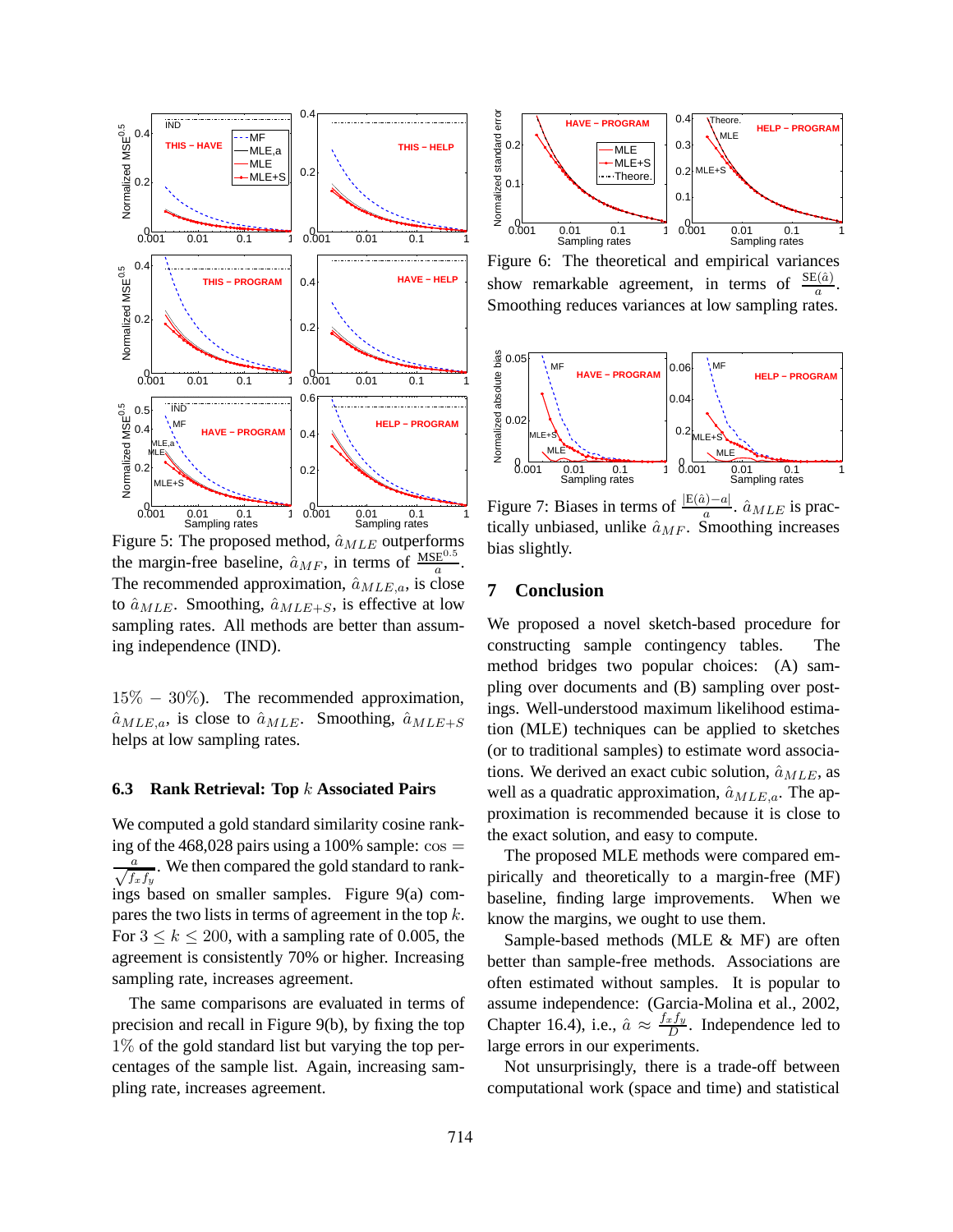Figure 5: The proposed method, $\hat{a}_{MLE}$ outperforms the margin-free baseline, $\hat{a}_{MF}$, in terms of $\frac{\text{MSE}^{0.5}}{a}$. The recommended approximation, $\hat{a}_{MLE,a}$, is close to $\hat{a}_{MLE}$. Smoothing, $\hat{a}_{MLE+S}$, is effective at low sampling rates. All methods are better than assuming independence (IND).

$15\% - 30\%$). The recommended approximation, $\hat{a}_{MLE,a}$, is close to $\hat{a}_{MLE}$. Smoothing, $\hat{a}_{MLE+S}$ helps at low sampling rates.

### 6.3 Rank Retrieval: Top $k$ Associated Pairs

We computed a gold standard similarity cosine ranking of the 468,028 pairs using a 100% sample: $\cos = \frac{a}{\sqrt{f_x f_y}}$. We then compared the gold standard to rankings based on smaller samples. Figure 9(a) compares the two lists in terms of agreement in the top $k$. For $3 \leq k \leq 200$, with a sampling rate of 0.005, the agreement is consistently 70% or higher. Increasing sampling rate, increases agreement.

The same comparisons are evaluated in terms of precision and recall in Figure 9(b), by fixing the top $1\%$ of the gold standard list but varying the top percentages of the sample list. Again, increasing sampling rate, increases agreement.

Figure 6: The theoretical and empirical variances show remarkable agreement, in terms of $\frac{\text{SE}(\hat{a})}{a}$. Smoothing reduces variances at low sampling rates.

Figure 7: Biases in terms of $\frac{|\text{E}(\hat{a})-a|}{a}$. $\hat{a}_{MLE}$ is practically unbiased, unlike $\hat{a}_{MF}$. Smoothing increases bias slightly.

## 7 Conclusion

We proposed a novel sketch-based procedure for constructing sample contingency tables. The method bridges two popular choices: (A) sampling over documents and (B) sampling over postings. Well-understood maximum likelihood estimation (MLE) techniques can be applied to sketches (or to traditional samples) to estimate word associations. We derived an exact cubic solution, $\hat{a}_{MLE}$, as well as a quadratic approximation, $\hat{a}_{MLE,a}$. The approximation is recommended because it is close to the exact solution, and easy to compute.

The proposed MLE methods were compared empirically and theoretically to a margin-free (MF) baseline, finding large improvements. When we know the margins, we ought to use them.

Sample-based methods (MLE & MF) are often better than sample-free methods. Associations are often estimated without samples. It is popular to assume independence: (Garcia-Molina et al., 2002, Chapter 16.4), i.e., $\hat{a} \approx \frac{f_x f_y}{D}$. Independence led to large errors in our experiments.

Not unsurprisingly, there is a trade-off between computational work (space and time) and statistical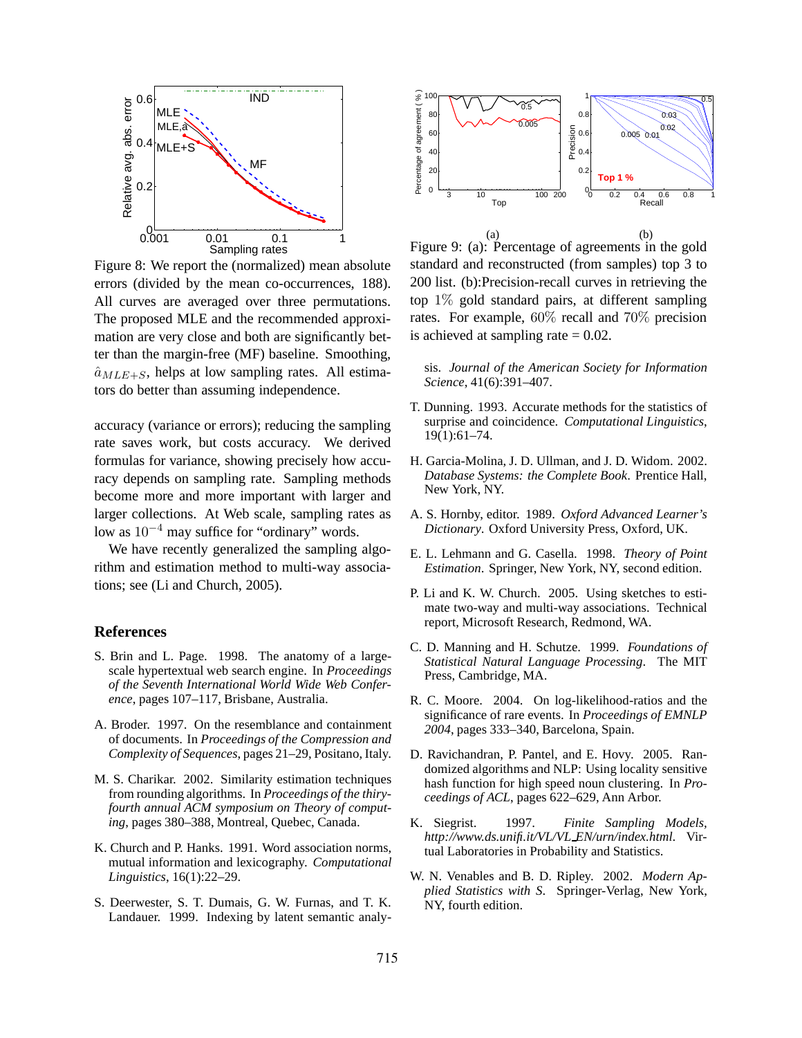IND

MLE

MLE,a

MLE+S

MF

Relative avg. abs. error

0

0.2

0.4

0.6

0.001

0.01

0.1

1

Sampling rates

Figure 8: We report the (normalized) mean absolute errors (divided by the mean co-occurrences, 188). All curves are averaged over three permutations. The proposed MLE and the recommended approximation are very close and both are significantly better than the margin-free (MF) baseline. Smoothing, $\hat{a}_{MLE+S}$, helps at low sampling rates. All estimators do better than assuming independence.

Percentage of agreement ( % )

0

20

40

60

80

100

3

10

100

200

Top

0.5

0.005

Precision

0

0.2

0.4

0.6

0.8

1

0

0.2

0.4

0.6

0.8

1

Recall

0.5

0.03

0.02

0.005

0.01

Top 1 %

(a)

(b)

Figure 9: (a): Percentage of agreements in the gold standard and reconstructed (from samples) top 3 to 200 list. (b):Precision-recall curves in retrieving the top 1% gold standard pairs, at different sampling rates. For example, 60% recall and 70% precision is achieved at sampling rate = 0.02.

accuracy (variance or errors); reducing the sampling rate saves work, but costs accuracy. We derived formulas for variance, showing precisely how accuracy depends on sampling rate. Sampling methods become more and more important with larger and larger collections. At Web scale, sampling rates as low as $10^{-4}$ may suffice for "ordinary" words.

We have recently generalized the sampling algorithm and estimation method to multi-way associations; see (Li and Church, 2005).

## References

S. Brin and L. Page. 1998. The anatomy of a large-scale hypertextual web search engine. In *Proceedings of the Seventh International World Wide Web Conference*, pages 107–117, Brisbane, Australia.

A. Broder. 1997. On the resemblance and containment of documents. In *Proceedings of the Compression and Complexity of Sequences*, pages 21–29, Positano, Italy.

M. S. Charikar. 2002. Similarity estimation techniques from rounding algorithms. In *Proceedings of the thiry-fourth annual ACM symposium on Theory of computing*, pages 380–388, Montreal, Quebec, Canada.

K. Church and P. Hanks. 1991. Word association norms, mutual information and lexicography. *Computational Linguistics*, 16(1):22–29.

S. Deerwester, S. T. Dumais, G. W. Furnas, and T. K. Landauer. 1999. Indexing by latent semantic analysis. *Journal of the American Society for Information Science*, 41(6):391–407.

T. Dunning. 1993. Accurate methods for the statistics of surprise and coincidence. *Computational Linguistics*, 19(1):61–74.

H. Garcia-Molina, J. D. Ullman, and J. D. Widom. 2002. *Database Systems: the Complete Book*. Prentice Hall, New York, NY.

A. S. Hornby, editor. 1989. *Oxford Advanced Learner's Dictionary*. Oxford University Press, Oxford, UK.

E. L. Lehmann and G. Casella. 1998. *Theory of Point Estimation*. Springer, New York, NY, second edition.

P. Li and K. W. Church. 2005. Using sketches to estimate two-way and multi-way associations. Technical report, Microsoft Research, Redmond, WA.

C. D. Manning and H. Schutze. 1999. *Foundations of Statistical Natural Language Processing*. The MIT Press, Cambridge, MA.

R. C. Moore. 2004. On log-likelihood-ratios and the significance of rare events. In *Proceedings of EMNLP 2004*, pages 333–340, Barcelona, Spain.

D. Ravichandran, P. Pantel, and E. Hovy. 2005. Randomized algorithms and NLP: Using locality sensitive hash function for high speed noun clustering. In *Proceedings of ACL*, pages 622–629, Ann Arbor.

K. Siegrist. 1997. *Finite Sampling Models, http://www.ds.unifi.it/VL/VL_EN/urn/index.html*. Virtual Laboratories in Probability and Statistics.

W. N. Venables and B. D. Ripley. 2002. *Modern Applied Statistics with S*. Springer-Verlag, New York, NY, fourth edition.